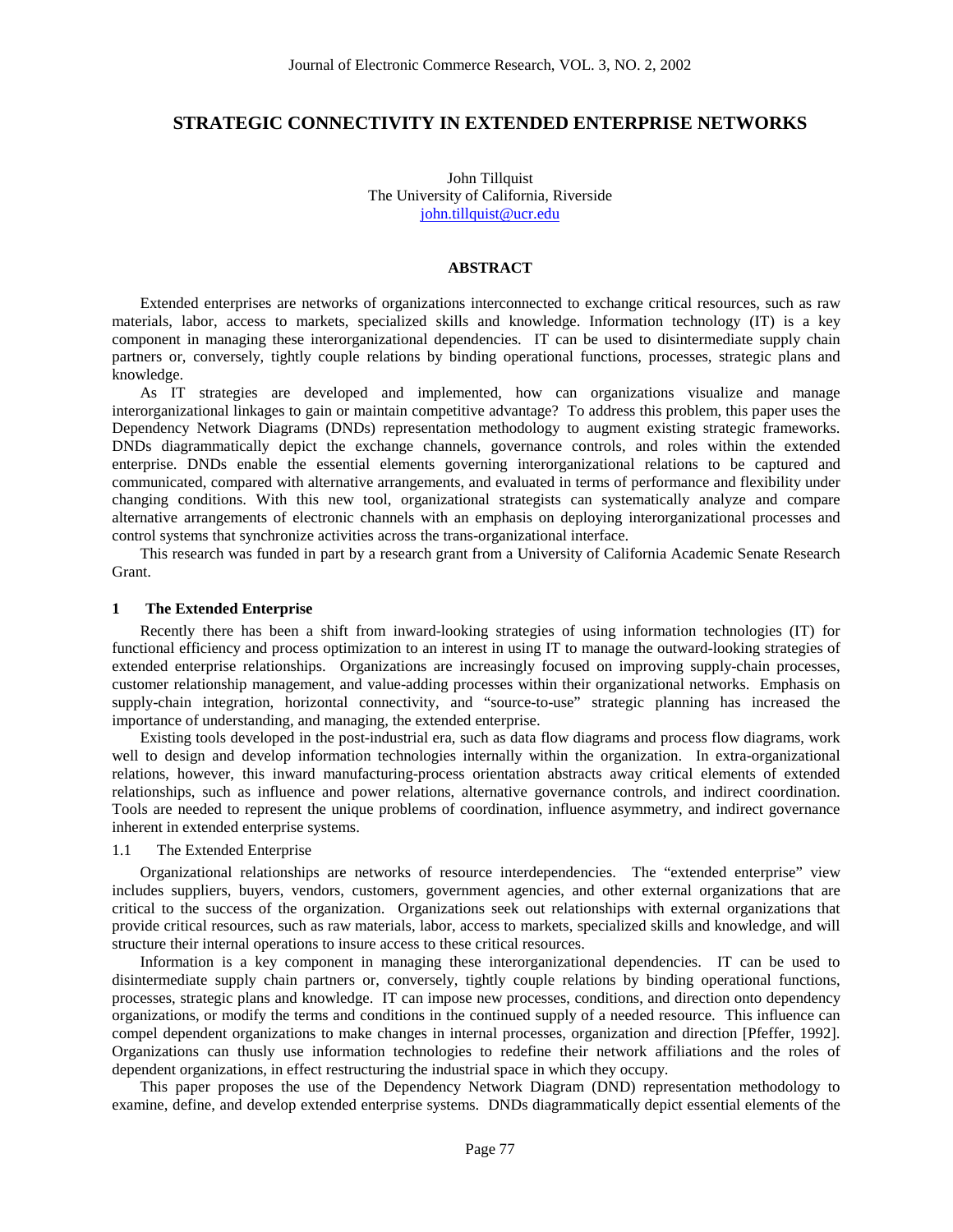# STRATEGIC CONNECTIVITY IN EXTENDED ENTERPRISE NETWORKS

John Tillquist
The University of California, Riverside
john.tillquist@ucr.edu

## ABSTRACT

Extended enterprises are networks of organizations interconnected to exchange critical resources, such as raw materials, labor, access to markets, specialized skills and knowledge. Information technology (IT) is a key component in managing these interorganizational dependencies. IT can be used to disintermediate supply chain partners or, conversely, tightly couple relations by binding operational functions, processes, strategic plans and knowledge.

As IT strategies are developed and implemented, how can organizations visualize and manage interorganizational linkages to gain or maintain competitive advantage? To address this problem, this paper uses the Dependency Network Diagrams (DNDs) representation methodology to augment existing strategic frameworks. DNDs diagrammatically depict the exchange channels, governance controls, and roles within the extended enterprise. DNDs enable the essential elements governing interorganizational relations to be captured and communicated, compared with alternative arrangements, and evaluated in terms of performance and flexibility under changing conditions. With this new tool, organizational strategists can systematically analyze and compare alternative arrangements of electronic channels with an emphasis on deploying interorganizational processes and control systems that synchronize activities across the trans-organizational interface.

This research was funded in part by a research grant from a University of California Academic Senate Research Grant.

## 1 The Extended Enterprise

Recently there has been a shift from inward-looking strategies of using information technologies (IT) for functional efficiency and process optimization to an interest in using IT to manage the outward-looking strategies of extended enterprise relationships. Organizations are increasingly focused on improving supply-chain processes, customer relationship management, and value-adding processes within their organizational networks. Emphasis on supply-chain integration, horizontal connectivity, and "source-to-use" strategic planning has increased the importance of understanding, and managing, the extended enterprise.

Existing tools developed in the post-industrial era, such as data flow diagrams and process flow diagrams, work well to design and develop information technologies internally within the organization. In extra-organizational relations, however, this inward manufacturing-process orientation abstracts away critical elements of extended relationships, such as influence and power relations, alternative governance controls, and indirect coordination. Tools are needed to represent the unique problems of coordination, influence asymmetry, and indirect governance inherent in extended enterprise systems.

### 1.1 The Extended Enterprise

Organizational relationships are networks of resource interdependencies. The "extended enterprise" view includes suppliers, buyers, vendors, customers, government agencies, and other external organizations that are critical to the success of the organization. Organizations seek out relationships with external organizations that provide critical resources, such as raw materials, labor, access to markets, specialized skills and knowledge, and will structure their internal operations to insure access to these critical resources.

Information is a key component in managing these interorganizational dependencies. IT can be used to disintermediate supply chain partners or, conversely, tightly couple relations by binding operational functions, processes, strategic plans and knowledge. IT can impose new processes, conditions, and direction onto dependency organizations, or modify the terms and conditions in the continued supply of a needed resource. This influence can compel dependent organizations to make changes in internal processes, organization and direction [Pfeffer, 1992]. Organizations can thusly use information technologies to redefine their network affiliations and the roles of dependent organizations, in effect restructuring the industrial space in which they occupy.

This paper proposes the use of the Dependency Network Diagram (DND) representation methodology to examine, define, and develop extended enterprise systems. DNDs diagrammatically depict essential elements of the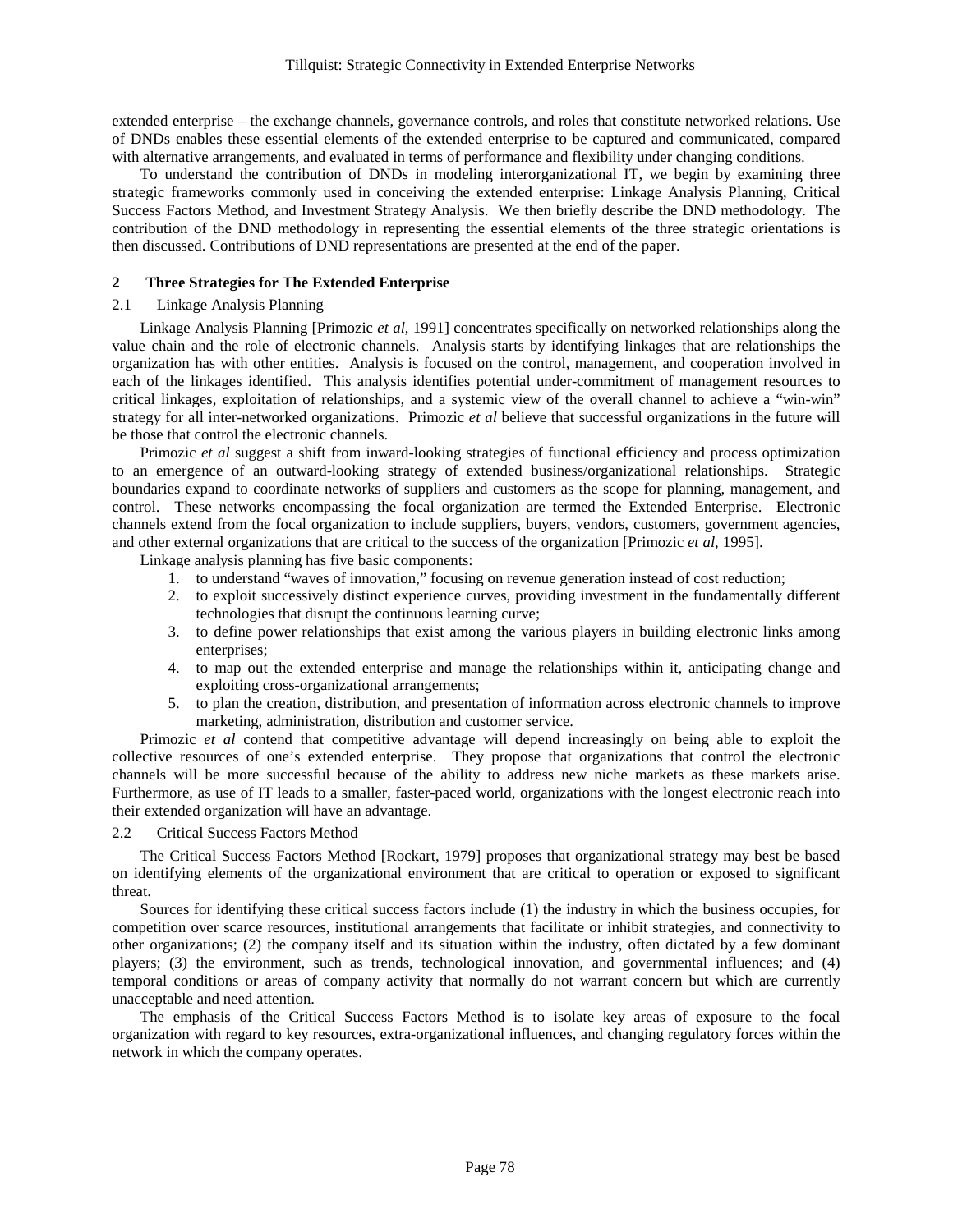extended enterprise – the exchange channels, governance controls, and roles that constitute networked relations. Use of DNDs enables these essential elements of the extended enterprise to be captured and communicated, compared with alternative arrangements, and evaluated in terms of performance and flexibility under changing conditions.

To understand the contribution of DNDs in modeling interorganizational IT, we begin by examining three strategic frameworks commonly used in conceiving the extended enterprise: Linkage Analysis Planning, Critical Success Factors Method, and Investment Strategy Analysis. We then briefly describe the DND methodology. The contribution of the DND methodology in representing the essential elements of the three strategic orientations is then discussed. Contributions of DND representations are presented at the end of the paper.

## 2 Three Strategies for The Extended Enterprise

### 2.1 Linkage Analysis Planning

Linkage Analysis Planning [Primozic *et al*, 1991] concentrates specifically on networked relationships along the value chain and the role of electronic channels. Analysis starts by identifying linkages that are relationships the organization has with other entities. Analysis is focused on the control, management, and cooperation involved in each of the linkages identified. This analysis identifies potential under-commitment of management resources to critical linkages, exploitation of relationships, and a systemic view of the overall channel to achieve a "win-win" strategy for all inter-networked organizations. Primozic *et al* believe that successful organizations in the future will be those that control the electronic channels.

Primozic *et al* suggest a shift from inward-looking strategies of functional efficiency and process optimization to an emergence of an outward-looking strategy of extended business/organizational relationships. Strategic boundaries expand to coordinate networks of suppliers and customers as the scope for planning, management, and control. These networks encompassing the focal organization are termed the Extended Enterprise. Electronic channels extend from the focal organization to include suppliers, buyers, vendors, customers, government agencies, and other external organizations that are critical to the success of the organization [Primozic *et al*, 1995].

Linkage analysis planning has five basic components:

1. to understand "waves of innovation," focusing on revenue generation instead of cost reduction;
2. to exploit successively distinct experience curves, providing investment in the fundamentally different technologies that disrupt the continuous learning curve;
3. to define power relationships that exist among the various players in building electronic links among enterprises;
4. to map out the extended enterprise and manage the relationships within it, anticipating change and exploiting cross-organizational arrangements;
5. to plan the creation, distribution, and presentation of information across electronic channels to improve marketing, administration, distribution and customer service.

Primozic *et al* contend that competitive advantage will depend increasingly on being able to exploit the collective resources of one's extended enterprise. They propose that organizations that control the electronic channels will be more successful because of the ability to address new niche markets as these markets arise. Furthermore, as use of IT leads to a smaller, faster-paced world, organizations with the longest electronic reach into their extended organization will have an advantage.

### 2.2 Critical Success Factors Method

The Critical Success Factors Method [Rockart, 1979] proposes that organizational strategy may best be based on identifying elements of the organizational environment that are critical to operation or exposed to significant threat.

Sources for identifying these critical success factors include (1) the industry in which the business occupies, for competition over scarce resources, institutional arrangements that facilitate or inhibit strategies, and connectivity to other organizations; (2) the company itself and its situation within the industry, often dictated by a few dominant players; (3) the environment, such as trends, technological innovation, and governmental influences; and (4) temporal conditions or areas of company activity that normally do not warrant concern but which are currently unacceptable and need attention.

The emphasis of the Critical Success Factors Method is to isolate key areas of exposure to the focal organization with regard to key resources, extra-organizational influences, and changing regulatory forces within the network in which the company operates.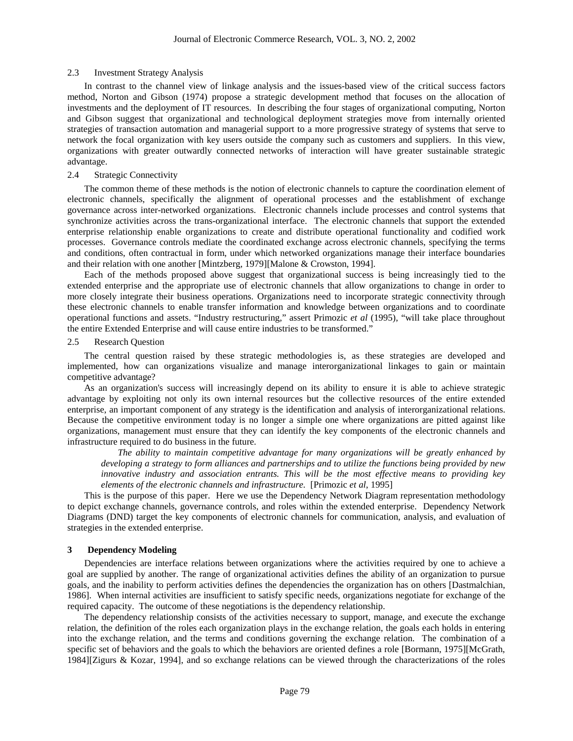### 2.3 Investment Strategy Analysis

In contrast to the channel view of linkage analysis and the issues-based view of the critical success factors method, Norton and Gibson (1974) propose a strategic development method that focuses on the allocation of investments and the deployment of IT resources. In describing the four stages of organizational computing, Norton and Gibson suggest that organizational and technological deployment strategies move from internally oriented strategies of transaction automation and managerial support to a more progressive strategy of systems that serve to network the focal organization with key users outside the company such as customers and suppliers. In this view, organizations with greater outwardly connected networks of interaction will have greater sustainable strategic advantage.

### 2.4 Strategic Connectivity

The common theme of these methods is the notion of electronic channels to capture the coordination element of electronic channels, specifically the alignment of operational processes and the establishment of exchange governance across inter-networked organizations. Electronic channels include processes and control systems that synchronize activities across the trans-organizational interface. The electronic channels that support the extended enterprise relationship enable organizations to create and distribute operational functionality and codified work processes. Governance controls mediate the coordinated exchange across electronic channels, specifying the terms and conditions, often contractual in form, under which networked organizations manage their interface boundaries and their relation with one another [Mintzberg, 1979][Malone & Crowston, 1994].

Each of the methods proposed above suggest that organizational success is being increasingly tied to the extended enterprise and the appropriate use of electronic channels that allow organizations to change in order to more closely integrate their business operations. Organizations need to incorporate strategic connectivity through these electronic channels to enable transfer information and knowledge between organizations and to coordinate operational functions and assets. "Industry restructuring," assert Primozic *et al* (1995), "will take place throughout the entire Extended Enterprise and will cause entire industries to be transformed."

### 2.5 Research Question

The central question raised by these strategic methodologies is, as these strategies are developed and implemented, how can organizations visualize and manage interorganizational linkages to gain or maintain competitive advantage?

As an organization's success will increasingly depend on its ability to ensure it is able to achieve strategic advantage by exploiting not only its own internal resources but the collective resources of the entire extended enterprise, an important component of any strategy is the identification and analysis of interorganizational relations. Because the competitive environment today is no longer a simple one where organizations are pitted against like organizations, management must ensure that they can identify the key components of the electronic channels and infrastructure required to do business in the future.

> *The ability to maintain competitive advantage for many organizations will be greatly enhanced by developing a strategy to form alliances and partnerships and to utilize the functions being provided by new innovative industry and association entrants. This will be the most effective means to providing key elements of the electronic channels and infrastructure.* [Primozic *et al*, 1995]

This is the purpose of this paper. Here we use the Dependency Network Diagram representation methodology to depict exchange channels, governance controls, and roles within the extended enterprise. Dependency Network Diagrams (DND) target the key components of electronic channels for communication, analysis, and evaluation of strategies in the extended enterprise.

## 3 Dependency Modeling

Dependencies are interface relations between organizations where the activities required by one to achieve a goal are supplied by another. The range of organizational activities defines the ability of an organization to pursue goals, and the inability to perform activities defines the dependencies the organization has on others [Dastmalchian, 1986]. When internal activities are insufficient to satisfy specific needs, organizations negotiate for exchange of the required capacity. The outcome of these negotiations is the dependency relationship.

The dependency relationship consists of the activities necessary to support, manage, and execute the exchange relation, the definition of the roles each organization plays in the exchange relation, the goals each holds in entering into the exchange relation, and the terms and conditions governing the exchange relation. The combination of a specific set of behaviors and the goals to which the behaviors are oriented defines a role [Bormann, 1975][McGrath, 1984][Zigurs & Kozar, 1994], and so exchange relations can be viewed through the characterizations of the roles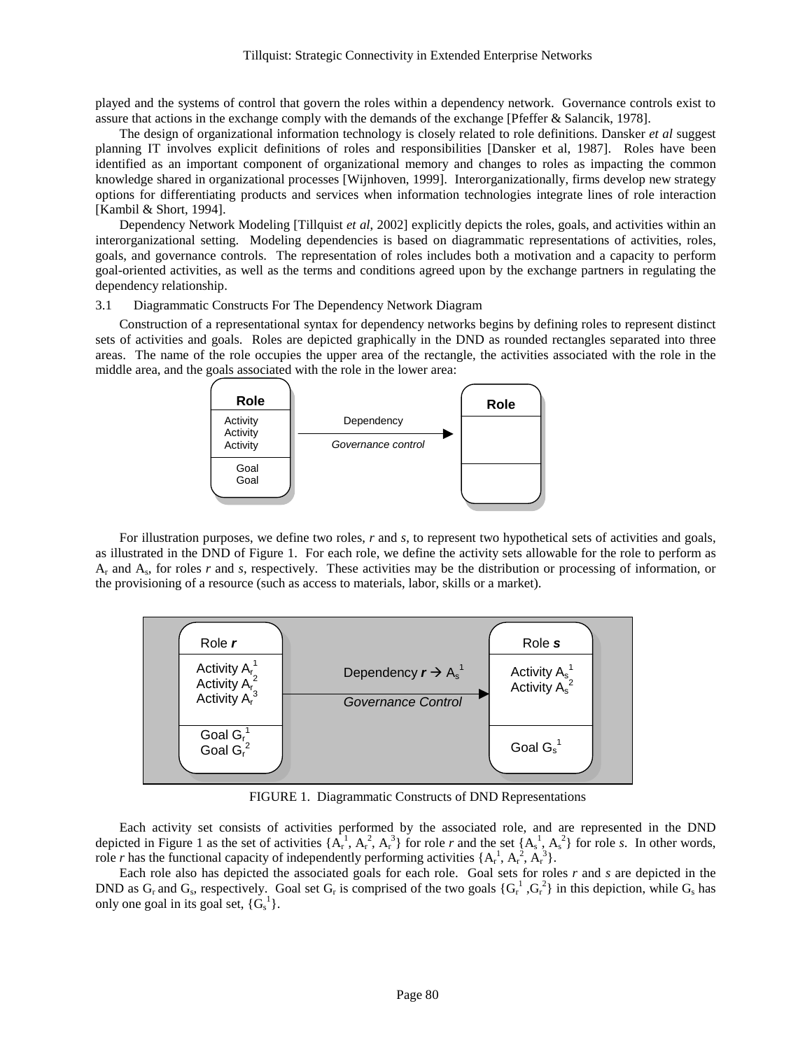played and the systems of control that govern the roles within a dependency network. Governance controls exist to assure that actions in the exchange comply with the demands of the exchange [Pfeffer & Salancik, 1978].

The design of organizational information technology is closely related to role definitions. Dansker *et al* suggest planning IT involves explicit definitions of roles and responsibilities [Dansker et al, 1987]. Roles have been identified as an important component of organizational memory and changes to roles as impacting the common knowledge shared in organizational processes [Wijnhoven, 1999]. Interorganizationally, firms develop new strategy options for differentiating products and services when information technologies integrate lines of role interaction [Kambil & Short, 1994].

Dependency Network Modeling [Tillquist *et al*, 2002] explicitly depicts the roles, goals, and activities within an interorganizational setting. Modeling dependencies is based on diagrammatic representations of activities, roles, goals, and governance controls. The representation of roles includes both a motivation and a capacity to perform goal-oriented activities, as well as the terms and conditions agreed upon by the exchange partners in regulating the dependency relationship.

### 3.1 Diagrammatic Constructs For The Dependency Network Diagram

Construction of a representational syntax for dependency networks begins by defining roles to represent distinct sets of activities and goals. Roles are depicted graphically in the DND as rounded rectangles separated into three areas. The name of the role occupies the upper area of the rectangle, the activities associated with the role in the middle area, and the goals associated with the role in the lower area:

For illustration purposes, we define two roles, *r* and *s*, to represent two hypothetical sets of activities and goals, as illustrated in the DND of Figure 1. For each role, we define the activity sets allowable for the role to perform as $A_r$ and $A_s$, for roles *r* and *s*, respectively. These activities may be the distribution or processing of information, or the provisioning of a resource (such as access to materials, labor, skills or a market).

FIGURE 1. Diagrammatic Constructs of DND Representations

Each activity set consists of activities performed by the associated role, and are represented in the DND depicted in Figure 1 as the set of activities $\{A_r^1, A_r^2, A_r^3\}$ for role *r* and the set $\{A_s^1, A_s^2\}$ for role *s*. In other words, role *r* has the functional capacity of independently performing activities $\{A_r^1, A_r^2, A_r^3\}$.

Each role also has depicted the associated goals for each role. Goal sets for roles *r* and *s* are depicted in the DND as $G_r$ and $G_s$, respectively. Goal set $G_r$ is comprised of the two goals $\{G_r^1, G_r^2\}$ in this depiction, while $G_s$ has only one goal in its goal set, $\{G_s^1\}$.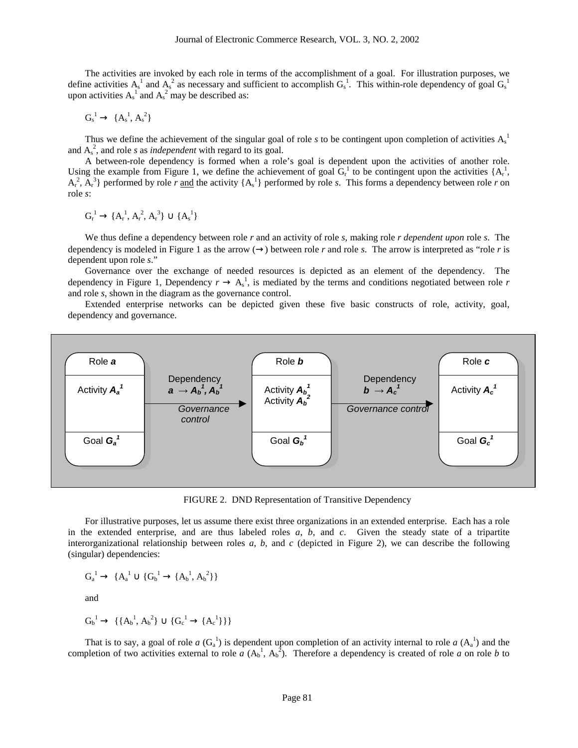The activities are invoked by each role in terms of the accomplishment of a goal. For illustration purposes, we define activities $A_s^1$ and $A_s^2$ as necessary and sufficient to accomplish $G_s^1$. This within-role dependency of goal $G_s^1$ upon activities $A_s^1$ and $A_s^2$ may be described as:

$$G_s^1 \rightarrow \{A_s^1, A_s^2\}$$

Thus we define the achievement of the singular goal of role *s* to be contingent upon completion of activities $A_s^1$ and $A_s^2$, and role *s* as *independent* with regard to its goal.

A between-role dependency is formed when a role's goal is dependent upon the activities of another role. Using the example from Figure 1, we define the achievement of goal $G_r^1$ to be contingent upon the activities $\{A_r^1, A_r^2, A_r^3\}$ performed by role *r* <u>and</u> the activity $\{A_s^1\}$ performed by role *s*. This forms a dependency between role *r* on role *s*:

$$G_r^1 \rightarrow \{A_r^1, A_r^2, A_r^3\} \cup \{A_s^1\}$$

We thus define a dependency between role *r* and an activity of role *s*, making role *r dependent upon* role *s*. The dependency is modeled in Figure 1 as the arrow (→) between role *r* and role *s*. The arrow is interpreted as "role *r* is dependent upon role *s*."

Governance over the exchange of needed resources is depicted as an element of the dependency. The dependency in Figure 1, Dependency $r \rightarrow A_s^1$, is mediated by the terms and conditions negotiated between role *r* and role *s*, shown in the diagram as the governance control.

Extended enterprise networks can be depicted given these five basic constructs of role, activity, goal, dependency and governance.

| Role ***a*** | Dependency $a \rightarrow A_b^1, A_b^1$ / Governance control | Role ***b*** | Dependency $b \rightarrow A_c^1$ / Governance control | Role ***c*** |
|---|---|---|---|---|
| Activity $A_a^1$ | → | Activity $A_b^1$, Activity $A_b^2$ | → | Activity $A_c^1$ |
| Goal $G_a^1$ | | Goal $G_b^1$ | | Goal $G_c^1$ |

FIGURE 2. DND Representation of Transitive Dependency

For illustrative purposes, let us assume there exist three organizations in an extended enterprise. Each has a role in the extended enterprise, and are thus labeled roles *a*, *b*, and *c*. Given the steady state of a tripartite interorganizational relationship between roles *a*, *b*, and *c* (depicted in Figure 2), we can describe the following (singular) dependencies:

$$G_a^1 \rightarrow \{A_a^1 \cup \{G_b^1 \rightarrow \{A_b^1, A_b^2\}\}$$

and

$$G_b^1 \rightarrow \{\{A_b^1, A_b^2\} \cup \{G_c^1 \rightarrow \{A_c^1\}\}\}$$

That is to say, a goal of role *a* ($G_a^1$) is dependent upon completion of an activity internal to role *a* ($A_a^1$) and the completion of two activities external to role *a* ($A_b^1$, $A_b^2$). Therefore a dependency is created of role *a* on role *b* to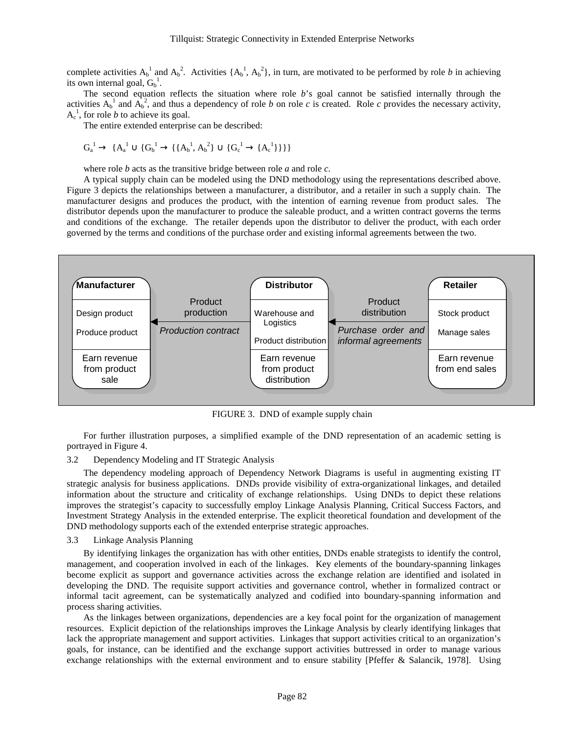complete activities $A_b^1$ and $A_b^2$. Activities $\{A_b^1, A_b^2\}$, in turn, are motivated to be performed by role *b* in achieving its own internal goal, $G_b^1$.

The second equation reflects the situation where role *b*'s goal cannot be satisfied internally through the activities $A_b^1$ and $A_b^2$, and thus a dependency of role *b* on role *c* is created. Role *c* provides the necessary activity, $A_c^1$, for role *b* to achieve its goal.

The entire extended enterprise can be described:

$$G_a^1 \rightarrow \{A_a^1 \cup \{G_b^1 \rightarrow \{\{A_b^1, A_b^2\} \cup \{G_c^1 \rightarrow \{A_c^1\}\}\}\}$$

where role *b* acts as the transitive bridge between role *a* and role *c*.

A typical supply chain can be modeled using the DND methodology using the representations described above. Figure 3 depicts the relationships between a manufacturer, a distributor, and a retailer in such a supply chain. The manufacturer designs and produces the product, with the intention of earning revenue from product sales. The distributor depends upon the manufacturer to produce the saleable product, and a written contract governs the terms and conditions of the exchange. The retailer depends upon the distributor to deliver the product, with each order governed by the terms and conditions of the purchase order and existing informal agreements between the two.

| Manufacturer | | Distributor | | Retailer |
|---|---|---|---|---|
| Design product<br>Produce product | ◄ Product production<br>*Production contract* | Warehouse and Logistics<br>Product distribution | ◄ Product distribution<br>*Purchase order and informal agreements* | Stock product<br>Manage sales |
| Earn revenue from product sale | | Earn revenue from product distribution | | Earn revenue from end sales |

FIGURE 3. DND of example supply chain

For further illustration purposes, a simplified example of the DND representation of an academic setting is portrayed in Figure 4.

### 3.2 Dependency Modeling and IT Strategic Analysis

The dependency modeling approach of Dependency Network Diagrams is useful in augmenting existing IT strategic analysis for business applications. DNDs provide visibility of extra-organizational linkages, and detailed information about the structure and criticality of exchange relationships. Using DNDs to depict these relations improves the strategist's capacity to successfully employ Linkage Analysis Planning, Critical Success Factors, and Investment Strategy Analysis in the extended enterprise. The explicit theoretical foundation and development of the DND methodology supports each of the extended enterprise strategic approaches.

### 3.3 Linkage Analysis Planning

By identifying linkages the organization has with other entities, DNDs enable strategists to identify the control, management, and cooperation involved in each of the linkages. Key elements of the boundary-spanning linkages become explicit as support and governance activities across the exchange relation are identified and isolated in developing the DND. The requisite support activities and governance control, whether in formalized contract or informal tacit agreement, can be systematically analyzed and codified into boundary-spanning information and process sharing activities.

As the linkages between organizations, dependencies are a key focal point for the organization of management resources. Explicit depiction of the relationships improves the Linkage Analysis by clearly identifying linkages that lack the appropriate management and support activities. Linkages that support activities critical to an organization's goals, for instance, can be identified and the exchange support activities buttressed in order to manage various exchange relationships with the external environment and to ensure stability [Pfeffer & Salancik, 1978]. Using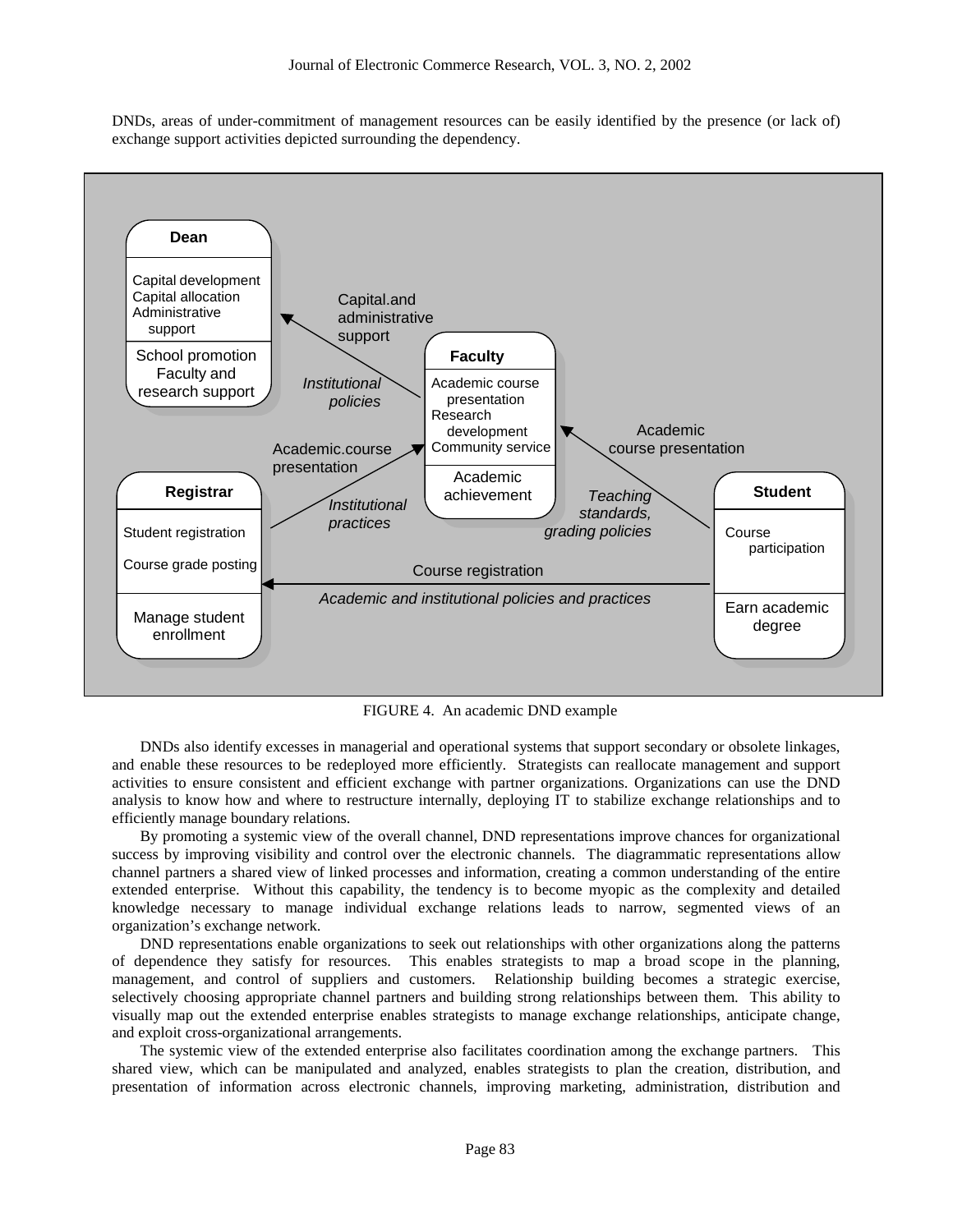DNDs, areas of under-commitment of management resources can be easily identified by the presence (or lack of) exchange support activities depicted surrounding the dependency.

FIGURE 4. An academic DND example

DNDs also identify excesses in managerial and operational systems that support secondary or obsolete linkages, and enable these resources to be redeployed more efficiently. Strategists can reallocate management and support activities to ensure consistent and efficient exchange with partner organizations. Organizations can use the DND analysis to know how and where to restructure internally, deploying IT to stabilize exchange relationships and to efficiently manage boundary relations.

By promoting a systemic view of the overall channel, DND representations improve chances for organizational success by improving visibility and control over the electronic channels. The diagrammatic representations allow channel partners a shared view of linked processes and information, creating a common understanding of the entire extended enterprise. Without this capability, the tendency is to become myopic as the complexity and detailed knowledge necessary to manage individual exchange relations leads to narrow, segmented views of an organization's exchange network.

DND representations enable organizations to seek out relationships with other organizations along the patterns of dependence they satisfy for resources. This enables strategists to map a broad scope in the planning, management, and control of suppliers and customers. Relationship building becomes a strategic exercise, selectively choosing appropriate channel partners and building strong relationships between them. This ability to visually map out the extended enterprise enables strategists to manage exchange relationships, anticipate change, and exploit cross-organizational arrangements.

The systemic view of the extended enterprise also facilitates coordination among the exchange partners. This shared view, which can be manipulated and analyzed, enables strategists to plan the creation, distribution, and presentation of information across electronic channels, improving marketing, administration, distribution and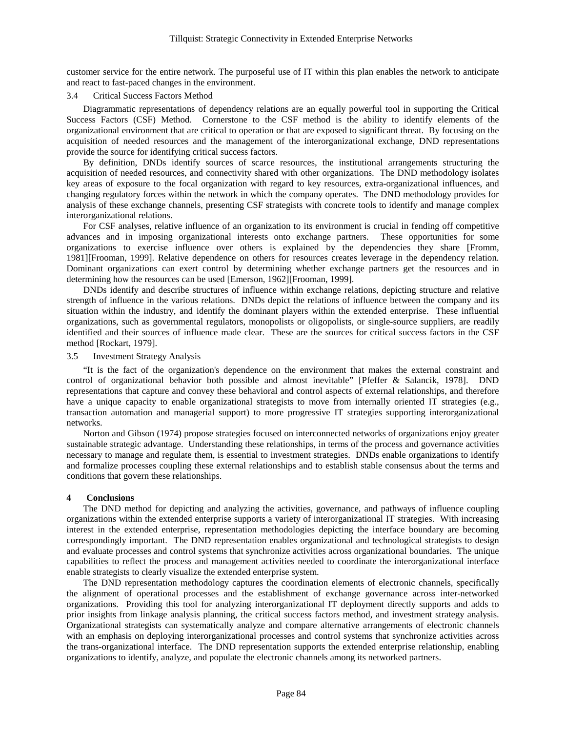customer service for the entire network. The purposeful use of IT within this plan enables the network to anticipate and react to fast-paced changes in the environment.

### 3.4 Critical Success Factors Method

Diagrammatic representations of dependency relations are an equally powerful tool in supporting the Critical Success Factors (CSF) Method. Cornerstone to the CSF method is the ability to identify elements of the organizational environment that are critical to operation or that are exposed to significant threat. By focusing on the acquisition of needed resources and the management of the interorganizational exchange, DND representations provide the source for identifying critical success factors.

By definition, DNDs identify sources of scarce resources, the institutional arrangements structuring the acquisition of needed resources, and connectivity shared with other organizations. The DND methodology isolates key areas of exposure to the focal organization with regard to key resources, extra-organizational influences, and changing regulatory forces within the network in which the company operates. The DND methodology provides for analysis of these exchange channels, presenting CSF strategists with concrete tools to identify and manage complex interorganizational relations.

For CSF analyses, relative influence of an organization to its environment is crucial in fending off competitive advances and in imposing organizational interests onto exchange partners. These opportunities for some organizations to exercise influence over others is explained by the dependencies they share [Fromm, 1981][Frooman, 1999]. Relative dependence on others for resources creates leverage in the dependency relation. Dominant organizations can exert control by determining whether exchange partners get the resources and in determining how the resources can be used [Emerson, 1962][Frooman, 1999].

DNDs identify and describe structures of influence within exchange relations, depicting structure and relative strength of influence in the various relations. DNDs depict the relations of influence between the company and its situation within the industry, and identify the dominant players within the extended enterprise. These influential organizations, such as governmental regulators, monopolists or oligopolists, or single-source suppliers, are readily identified and their sources of influence made clear. These are the sources for critical success factors in the CSF method [Rockart, 1979].

### 3.5 Investment Strategy Analysis

"It is the fact of the organization's dependence on the environment that makes the external constraint and control of organizational behavior both possible and almost inevitable" [Pfeffer & Salancik, 1978]. DND representations that capture and convey these behavioral and control aspects of external relationships, and therefore have a unique capacity to enable organizational strategists to move from internally oriented IT strategies (e.g., transaction automation and managerial support) to more progressive IT strategies supporting interorganizational networks.

Norton and Gibson (1974) propose strategies focused on interconnected networks of organizations enjoy greater sustainable strategic advantage. Understanding these relationships, in terms of the process and governance activities necessary to manage and regulate them, is essential to investment strategies. DNDs enable organizations to identify and formalize processes coupling these external relationships and to establish stable consensus about the terms and conditions that govern these relationships.

## 4 Conclusions

The DND method for depicting and analyzing the activities, governance, and pathways of influence coupling organizations within the extended enterprise supports a variety of interorganizational IT strategies. With increasing interest in the extended enterprise, representation methodologies depicting the interface boundary are becoming correspondingly important. The DND representation enables organizational and technological strategists to design and evaluate processes and control systems that synchronize activities across organizational boundaries. The unique capabilities to reflect the process and management activities needed to coordinate the interorganizational interface enable strategists to clearly visualize the extended enterprise system.

The DND representation methodology captures the coordination elements of electronic channels, specifically the alignment of operational processes and the establishment of exchange governance across inter-networked organizations. Providing this tool for analyzing interorganizational IT deployment directly supports and adds to prior insights from linkage analysis planning, the critical success factors method, and investment strategy analysis. Organizational strategists can systematically analyze and compare alternative arrangements of electronic channels with an emphasis on deploying interorganizational processes and control systems that synchronize activities across the trans-organizational interface. The DND representation supports the extended enterprise relationship, enabling organizations to identify, analyze, and populate the electronic channels among its networked partners.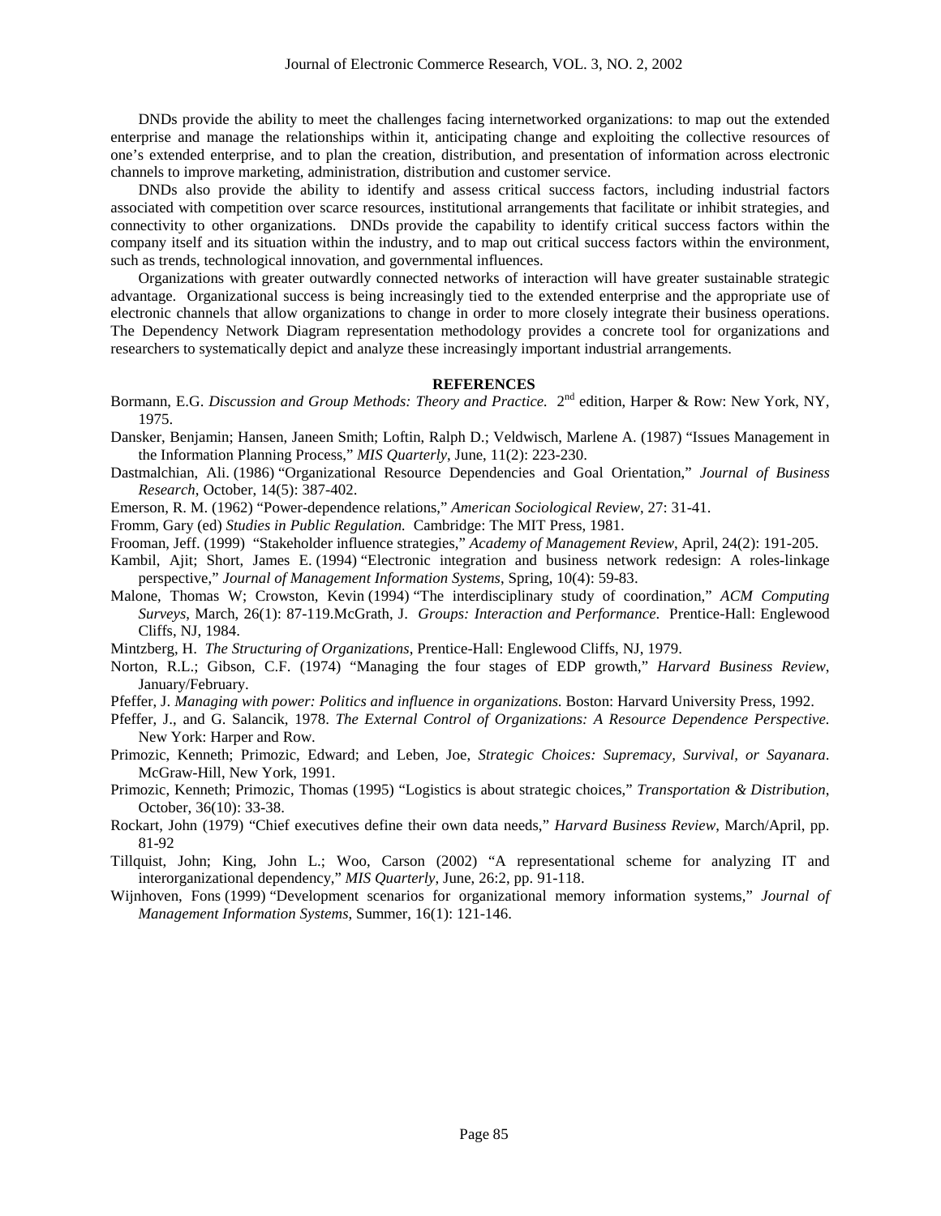DNDs provide the ability to meet the challenges facing internetworked organizations: to map out the extended enterprise and manage the relationships within it, anticipating change and exploiting the collective resources of one's extended enterprise, and to plan the creation, distribution, and presentation of information across electronic channels to improve marketing, administration, distribution and customer service.

DNDs also provide the ability to identify and assess critical success factors, including industrial factors associated with competition over scarce resources, institutional arrangements that facilitate or inhibit strategies, and connectivity to other organizations. DNDs provide the capability to identify critical success factors within the company itself and its situation within the industry, and to map out critical success factors within the environment, such as trends, technological innovation, and governmental influences.

Organizations with greater outwardly connected networks of interaction will have greater sustainable strategic advantage. Organizational success is being increasingly tied to the extended enterprise and the appropriate use of electronic channels that allow organizations to change in order to more closely integrate their business operations. The Dependency Network Diagram representation methodology provides a concrete tool for organizations and researchers to systematically depict and analyze these increasingly important industrial arrangements.

## REFERENCES

Bormann, E.G. *Discussion and Group Methods: Theory and Practice.* 2nd edition, Harper & Row: New York, NY, 1975.

Dansker, Benjamin; Hansen, Janeen Smith; Loftin, Ralph D.; Veldwisch, Marlene A. (1987) "Issues Management in the Information Planning Process," *MIS Quarterly*, June, 11(2): 223-230.

Dastmalchian, Ali. (1986) "Organizational Resource Dependencies and Goal Orientation," *Journal of Business Research*, October, 14(5): 387-402.

Emerson, R. M. (1962) "Power-dependence relations," *American Sociological Review*, 27: 31-41.

Fromm, Gary (ed) *Studies in Public Regulation.* Cambridge: The MIT Press, 1981.

Frooman, Jeff. (1999) "Stakeholder influence strategies," *Academy of Management Review*, April, 24(2): 191-205.

Kambil, Ajit; Short, James E. (1994) "Electronic integration and business network redesign: A roles-linkage perspective," *Journal of Management Information Systems*, Spring, 10(4): 59-83.

Malone, Thomas W; Crowston, Kevin (1994) "The interdisciplinary study of coordination," *ACM Computing Surveys*, March, 26(1): 87-119.McGrath, J. *Groups: Interaction and Performance*. Prentice-Hall: Englewood Cliffs, NJ, 1984.

Mintzberg, H. *The Structuring of Organizations*, Prentice-Hall: Englewood Cliffs, NJ, 1979.

Norton, R.L.; Gibson, C.F. (1974) "Managing the four stages of EDP growth," *Harvard Business Review*, January/February.

Pfeffer, J. *Managing with power: Politics and influence in organizations.* Boston: Harvard University Press, 1992.

Pfeffer, J., and G. Salancik, 1978. *The External Control of Organizations: A Resource Dependence Perspective.* New York: Harper and Row.

Primozic, Kenneth; Primozic, Edward; and Leben, Joe, *Strategic Choices: Supremacy, Survival, or Sayanara*. McGraw-Hill, New York, 1991.

Primozic, Kenneth; Primozic, Thomas (1995) "Logistics is about strategic choices," *Transportation & Distribution*, October, 36(10): 33-38.

Rockart, John (1979) "Chief executives define their own data needs," *Harvard Business Review*, March/April, pp. 81-92

Tillquist, John; King, John L.; Woo, Carson (2002) "A representational scheme for analyzing IT and interorganizational dependency," *MIS Quarterly*, June, 26:2, pp. 91-118.

Wijnhoven, Fons (1999) "Development scenarios for organizational memory information systems," *Journal of Management Information Systems*, Summer, 16(1): 121-146.